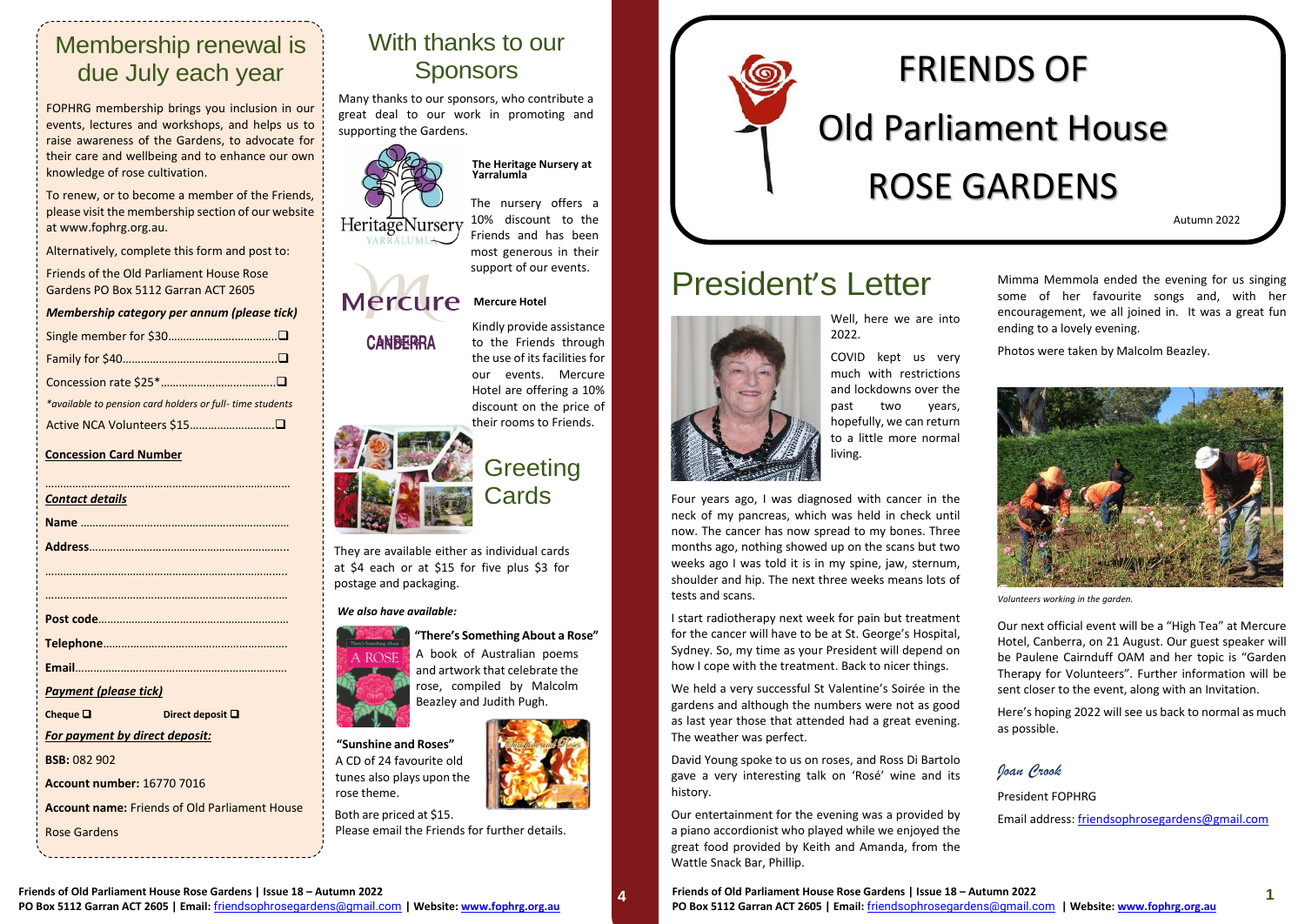## Membership renewal is due July each year

FOPHRG membership brings you inclusion in our events, lectures and workshops, and helps us to raise awareness of the Gardens, to advocate for their care and wellbeing and to enhance our own knowledge of rose cultivation.

To renew, or to become a member of the Friends, please visit the membership section of our website at www.fophrg.org.au.

Alternatively, complete this form and post to:

Friends of the Old Parliament House Rose Gardens PO Box 5112 Garran ACT 2605

***Membership category per annum (please tick)***

Single member for $30………………………………❑

Family for $40……………………………………………❑

Concession rate $25*…………………………………❑

*\*available to pension card holders or full- time students*

Active NCA Volunteers $15………………………❑

**Concession Card Number**

………………………………………………………………………

***Contact details***

**Name** ………………………………………………………………

**Address**……………………………………………………………

…………………………………………………………………………

…………………………………………………………………………

**Post code**…………………………………………………………

**Telephone**………………………………………………………

**Email**………………………………………………………………

***Payment (please tick)***

**Cheque** ❑ **Direct deposit** ❑

***For payment by direct deposit:***

**BSB:** 082 902

**Account number:** 16770 7016

**Account name:** Friends of Old Parliament House Rose Gardens

## With thanks to our Sponsors

Many thanks to our sponsors, who contribute a great deal to our work in promoting and supporting the Gardens.

**The Heritage Nursery at Yarralumla**

The nursery offers a 10% discount to the Friends and has been most generous in their support of our events.

**Mercure Hotel**

Kindly provide assistance to the Friends through the use of its facilities for our events. Mercure Hotel are offering a 10% discount on the price of their rooms to Friends.

## Greeting Cards

They are available either as individual cards at $4 each or at $15 for five plus $3 for postage and packaging.

***We also have available:***

**"There's Something About a Rose"**
A book of Australian poems and artwork that celebrate the rose, compiled by Malcolm Beazley and Judith Pugh.

**"Sunshine and Roses"**
A CD of 24 favourite old tunes also plays upon the rose theme.

Both are priced at $15.
Please email the Friends for further details.

# FRIENDS OF Old Parliament House ROSE GARDENS

Autumn 2022

## President's Letter

Well, here we are into 2022.

COVID kept us very much with restrictions and lockdowns over the past two years, hopefully, we can return to a little more normal living.

Four years ago, I was diagnosed with cancer in the neck of my pancreas, which was held in check until now. The cancer has now spread to my bones. Three months ago, nothing showed up on the scans but two weeks ago I was told it is in my spine, jaw, sternum, shoulder and hip. The next three weeks means lots of tests and scans.

I start radiotherapy next week for pain but treatment for the cancer will have to be at St. George's Hospital, Sydney. So, my time as your President will depend on how I cope with the treatment. Back to nicer things.

We held a very successful St Valentine's Soirée in the gardens and although the numbers were not as good as last year those that attended had a great evening. The weather was perfect.

David Young spoke to us on roses, and Ross Di Bartolo gave a very interesting talk on 'Rosé' wine and its history.

Our entertainment for the evening was a provided by a piano accordionist who played while we enjoyed the great food provided by Keith and Amanda, from the Wattle Snack Bar, Phillip.

Mimma Memmola ended the evening for us singing some of her favourite songs and, with her encouragement, we all joined in. It was a great fun ending to a lovely evening.

Photos were taken by Malcolm Beazley.

*Volunteers working in the garden.*

Our next official event will be a "High Tea" at Mercure Hotel, Canberra, on 21 August. Our guest speaker will be Paulene Cairnduff OAM and her topic is "Garden Therapy for Volunteers". Further information will be sent closer to the event, along with an Invitation.

Here's hoping 2022 will see us back to normal as much as possible.

*Joan Crook*

President FOPHRG

Email address: friendsophrosegardens@gmail.com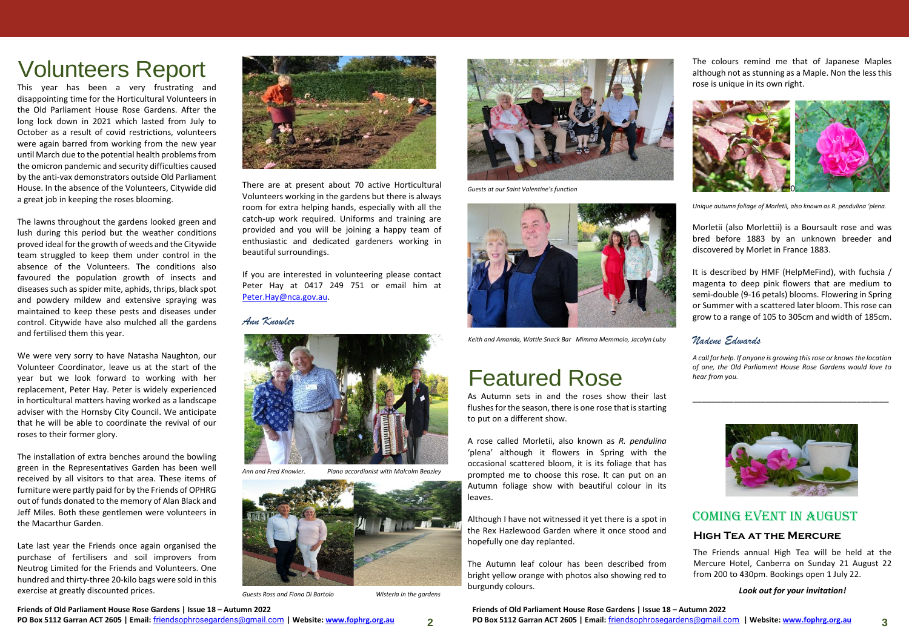# Volunteers Report

This year has been a very frustrating and disappointing time for the Horticultural Volunteers in the Old Parliament House Rose Gardens. After the long lock down in 2021 which lasted from July to October as a result of covid restrictions, volunteers were again barred from working from the new year until March due to the potential health problems from the omicron pandemic and security difficulties caused by the anti-vax demonstrators outside Old Parliament House. In the absence of the Volunteers, Citywide did a great job in keeping the roses blooming.

The lawns throughout the gardens looked green and lush during this period but the weather conditions proved ideal for the growth of weeds and the Citywide team struggled to keep them under control in the absence of the Volunteers. The conditions also favoured the population growth of insects and diseases such as spider mite, aphids, thrips, black spot and powdery mildew and extensive spraying was maintained to keep these pests and diseases under control. Citywide have also mulched all the gardens and fertilised them this year.

We were very sorry to have Natasha Naughton, our Volunteer Coordinator, leave us at the start of the year but we look forward to working with her replacement, Peter Hay. Peter is widely experienced in horticultural matters having worked as a landscape adviser with the Hornsby City Council. We anticipate that he will be able to coordinate the revival of our roses to their former glory.

The installation of extra benches around the bowling green in the Representatives Garden has been well received by all visitors to that area. These items of furniture were partly paid for by the Friends of OPHRG out of funds donated to the memory of Alan Black and Jeff Miles. Both these gentlemen were volunteers in the Macarthur Garden.

Late last year the Friends once again organised the purchase of fertilisers and soil improvers from Neutrog Limited for the Friends and Volunteers. One hundred and thirty-three 20-kilo bags were sold in this exercise at greatly discounted prices.

There are at present about 70 active Horticultural Volunteers working in the gardens but there is always room for extra helping hands, especially with all the catch-up work required. Uniforms and training are provided and you will be joining a happy team of enthusiastic and dedicated gardeners working in beautiful surroundings.

If you are interested in volunteering please contact Peter Hay at 0417 249 751 or email him at Peter.Hay@nca.gov.au.

*Ann Knowler*

*Ann and Fred Knowler. Piano accordionist with Malcolm Beazley*

*Guests Ross and Fiona Di Bartolo Wisteria in the gardens*

*Guests at our Saint Valentine's function*

*Keith and Amanda, Wattle Snack Bar Mimma Memmolo, Jacalyn Luby*

# Featured Rose

As Autumn sets in and the roses show their last flushes for the season, there is one rose that is starting to put on a different show.

A rose called Morletii, also known as *R. pendulina* 'plena' although it flowers in Spring with the occasional scattered bloom, it is its foliage that has prompted me to choose this rose. It can put on an Autumn foliage show with beautiful colour in its leaves.

Although I have not witnessed it yet there is a spot in the Rex Hazlewood Garden where it once stood and hopefully one day replanted.

The Autumn leaf colour has been described from bright yellow orange with photos also showing red to burgundy colours.

The colours remind me that of Japanese Maples although not as stunning as a Maple. Non the less this rose is unique in its own right.

*Unique autumn foliage of Morletii, also known as R. pendulina 'plena.*

Morletii (also Morlettii) is a Boursault rose and was bred before 1883 by an unknown breeder and discovered by Morlet in France 1883.

It is described by HMF (HelpMeFind), with fuchsia / magenta to deep pink flowers that are medium to semi-double (9-16 petals) blooms. Flowering in Spring or Summer with a scattered later bloom. This rose can grow to a range of 105 to 305cm and width of 185cm.

*Nadene Edwards*

*A call for help. If anyone is growing this rose or knows the location of one, the Old Parliament House Rose Gardens would love to hear from you.*

---

## Coming Event in August

### High Tea at the Mercure

The Friends annual High Tea will be held at the Mercure Hotel, Canberra on Sunday 21 August 22 from 200 to 430pm. Bookings open 1 July 22.

***Look out for your invitation!***